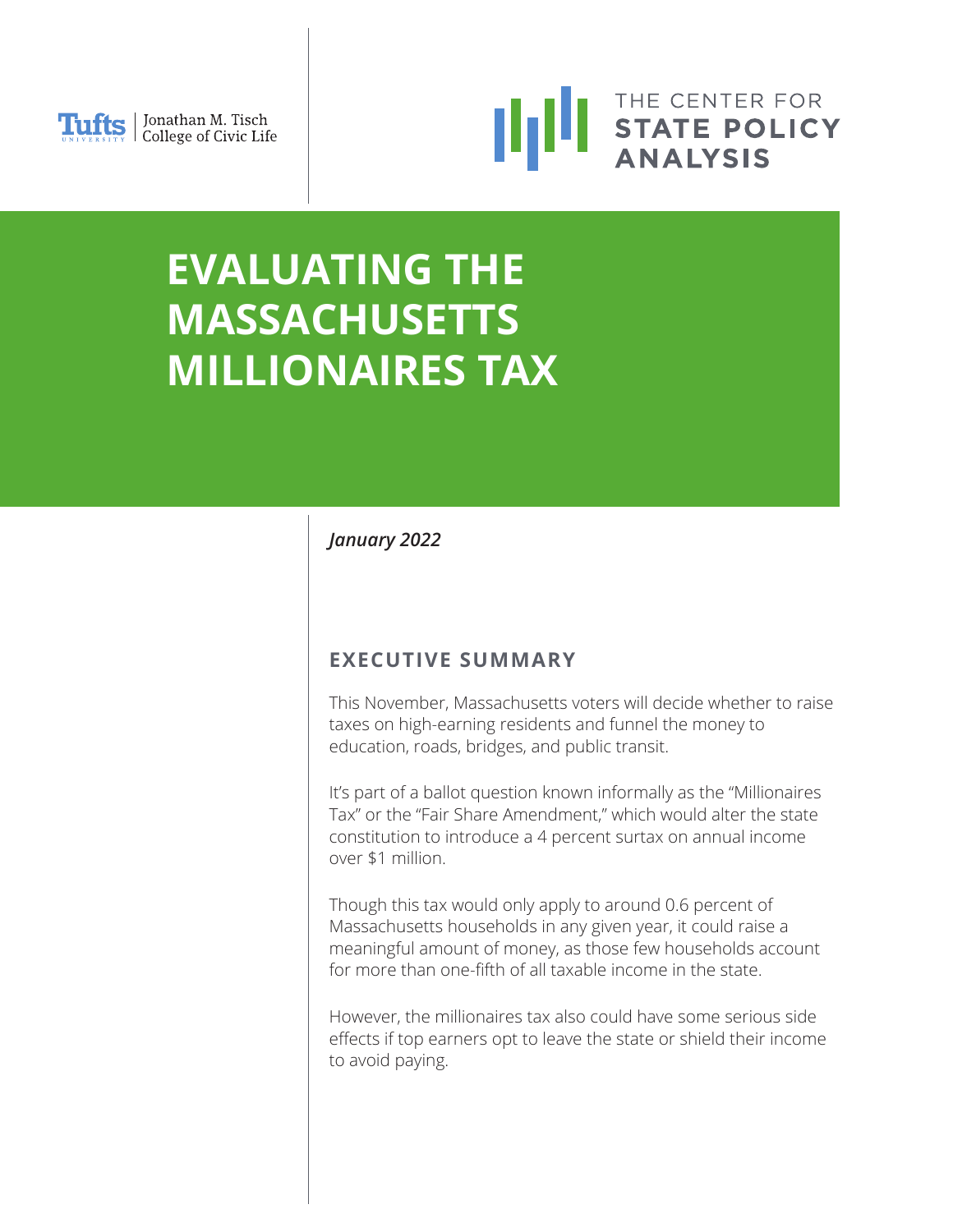Tufts University | Jonathan M. Tisch College of Civic Life

THE CENTER FOR **STATE POLICY ANALYSIS**

# EVALUATING THE MASSACHUSETTS MILLIONAIRES TAX

*January 2022*

## EXECUTIVE SUMMARY

This November, Massachusetts voters will decide whether to raise taxes on high-earning residents and funnel the money to education, roads, bridges, and public transit.

It's part of a ballot question known informally as the "Millionaires Tax" or the "Fair Share Amendment," which would alter the state constitution to introduce a 4 percent surtax on annual income over $1 million.

Though this tax would only apply to around 0.6 percent of Massachusetts households in any given year, it could raise a meaningful amount of money, as those few households account for more than one-fifth of all taxable income in the state.

However, the millionaires tax also could have some serious side effects if top earners opt to leave the state or shield their income to avoid paying.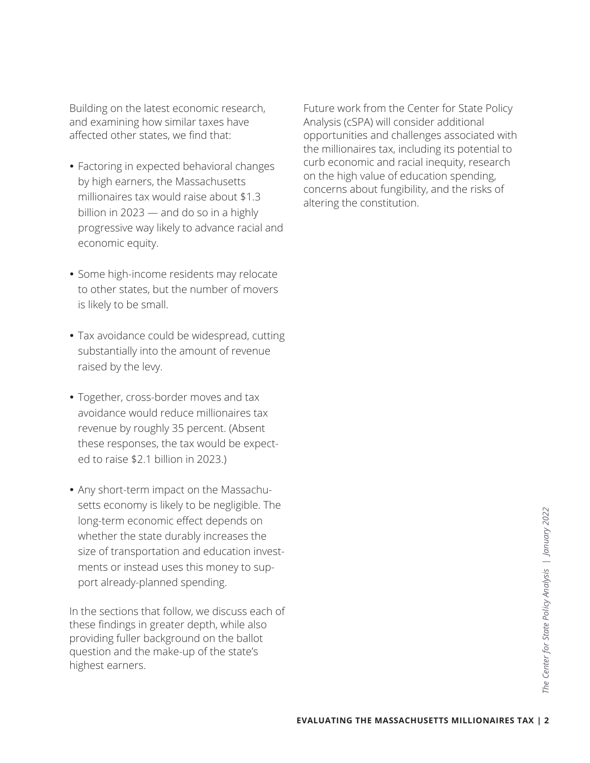Building on the latest economic research, and examining how similar taxes have affected other states, we find that:

- Factoring in expected behavioral changes by high earners, the Massachusetts millionaires tax would raise about $1.3 billion in 2023 — and do so in a highly progressive way likely to advance racial and economic equity.
- Some high-income residents may relocate to other states, but the number of movers is likely to be small.
- Tax avoidance could be widespread, cutting substantially into the amount of revenue raised by the levy.
- Together, cross-border moves and tax avoidance would reduce millionaires tax revenue by roughly 35 percent. (Absent these responses, the tax would be expected to raise $2.1 billion in 2023.)
- Any short-term impact on the Massachusetts economy is likely to be negligible. The long-term economic effect depends on whether the state durably increases the size of transportation and education investments or instead uses this money to support already-planned spending.

In the sections that follow, we discuss each of these findings in greater depth, while also providing fuller background on the ballot question and the make-up of the state's highest earners.

Future work from the Center for State Policy Analysis (cSPA) will consider additional opportunities and challenges associated with the millionaires tax, including its potential to curb economic and racial inequity, research on the high value of education spending, concerns about fungibility, and the risks of altering the constitution.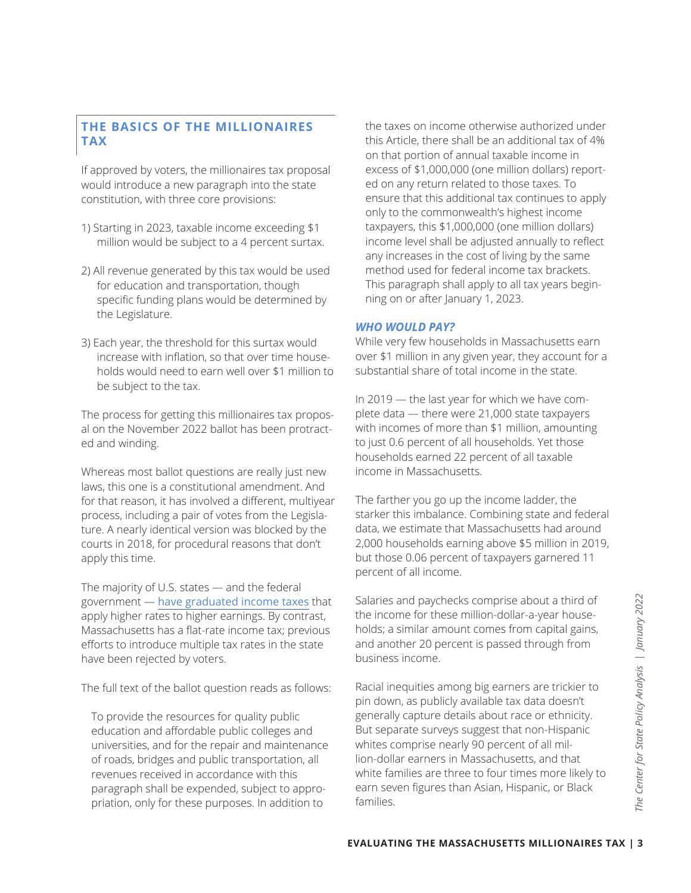## THE BASICS OF THE MILLIONAIRES TAX

If approved by voters, the millionaires tax proposal would introduce a new paragraph into the state constitution, with three core provisions:

1) Starting in 2023, taxable income exceeding $1 million would be subject to a 4 percent surtax.

2) All revenue generated by this tax would be used for education and transportation, though specific funding plans would be determined by the Legislature.

3) Each year, the threshold for this surtax would increase with inflation, so that over time households would need to earn well over $1 million to be subject to the tax.

The process for getting this millionaires tax proposal on the November 2022 ballot has been protracted and winding.

Whereas most ballot questions are really just new laws, this one is a constitutional amendment. And for that reason, it has involved a different, multiyear process, including a pair of votes from the Legislature. A nearly identical version was blocked by the courts in 2018, for procedural reasons that don't apply this time.

The majority of U.S. states — and the federal government — have graduated income taxes that apply higher rates to higher earnings. By contrast, Massachusetts has a flat-rate income tax; previous efforts to introduce multiple tax rates in the state have been rejected by voters.

The full text of the ballot question reads as follows:

> To provide the resources for quality public education and affordable public colleges and universities, and for the repair and maintenance of roads, bridges and public transportation, all revenues received in accordance with this paragraph shall be expended, subject to appropriation, only for these purposes. In addition to the taxes on income otherwise authorized under this Article, there shall be an additional tax of 4% on that portion of annual taxable income in excess of $1,000,000 (one million dollars) reported on any return related to those taxes. To ensure that this additional tax continues to apply only to the commonwealth's highest income taxpayers, this $1,000,000 (one million dollars) income level shall be adjusted annually to reflect any increases in the cost of living by the same method used for federal income tax brackets. This paragraph shall apply to all tax years beginning on or after January 1, 2023.

### *WHO WOULD PAY?*

While very few households in Massachusetts earn over $1 million in any given year, they account for a substantial share of total income in the state.

In 2019 — the last year for which we have complete data — there were 21,000 state taxpayers with incomes of more than $1 million, amounting to just 0.6 percent of all households. Yet those households earned 22 percent of all taxable income in Massachusetts.

The farther you go up the income ladder, the starker this imbalance. Combining state and federal data, we estimate that Massachusetts had around 2,000 households earning above $5 million in 2019, but those 0.06 percent of taxpayers garnered 11 percent of all income.

Salaries and paychecks comprise about a third of the income for these million-dollar-a-year households; a similar amount comes from capital gains, and another 20 percent is passed through from business income.

Racial inequities among big earners are trickier to pin down, as publicly available tax data doesn't generally capture details about race or ethnicity. But separate surveys suggest that non-Hispanic whites comprise nearly 90 percent of all million-dollar earners in Massachusetts, and that white families are three to four times more likely to earn seven figures than Asian, Hispanic, or Black families.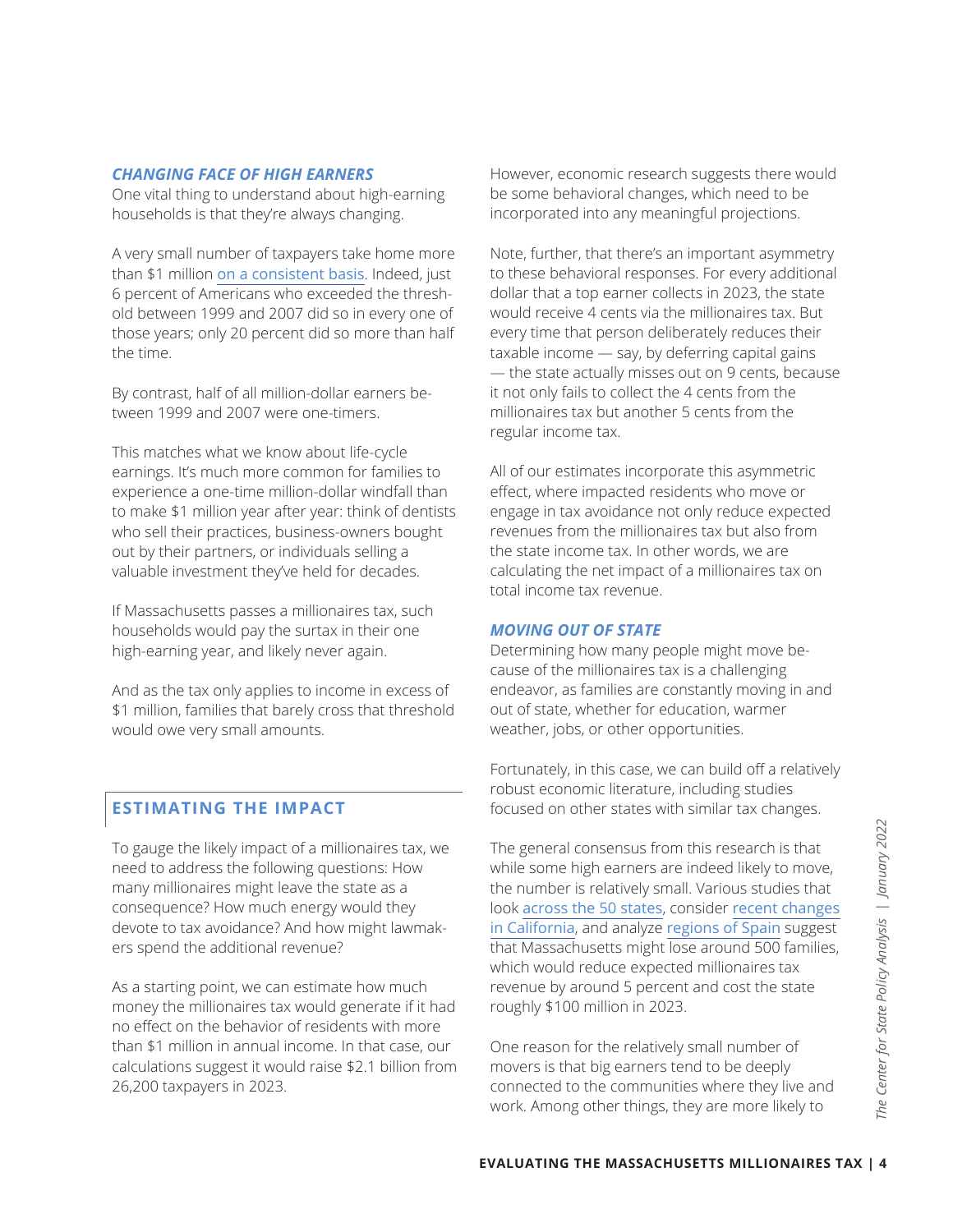### *CHANGING FACE OF HIGH EARNERS*

One vital thing to understand about high-earning households is that they're always changing.

A very small number of taxpayers take home more than $1 million on a consistent basis. Indeed, just 6 percent of Americans who exceeded the threshold between 1999 and 2007 did so in every one of those years; only 20 percent did so more than half the time.

By contrast, half of all million-dollar earners between 1999 and 2007 were one-timers.

This matches what we know about life-cycle earnings. It's much more common for families to experience a one-time million-dollar windfall than to make $1 million year after year: think of dentists who sell their practices, business-owners bought out by their partners, or individuals selling a valuable investment they've held for decades.

If Massachusetts passes a millionaires tax, such households would pay the surtax in their one high-earning year, and likely never again.

And as the tax only applies to income in excess of $1 million, families that barely cross that threshold would owe very small amounts.

## ESTIMATING THE IMPACT

To gauge the likely impact of a millionaires tax, we need to address the following questions: How many millionaires might leave the state as a consequence? How much energy would they devote to tax avoidance? And how might lawmakers spend the additional revenue?

As a starting point, we can estimate how much money the millionaires tax would generate if it had no effect on the behavior of residents with more than $1 million in annual income. In that case, our calculations suggest it would raise $2.1 billion from 26,200 taxpayers in 2023.

However, economic research suggests there would be some behavioral changes, which need to be incorporated into any meaningful projections.

Note, further, that there's an important asymmetry to these behavioral responses. For every additional dollar that a top earner collects in 2023, the state would receive 4 cents via the millionaires tax. But every time that person deliberately reduces their taxable income — say, by deferring capital gains — the state actually misses out on 9 cents, because it not only fails to collect the 4 cents from the millionaires tax but another 5 cents from the regular income tax.

All of our estimates incorporate this asymmetric effect, where impacted residents who move or engage in tax avoidance not only reduce expected revenues from the millionaires tax but also from the state income tax. In other words, we are calculating the net impact of a millionaires tax on total income tax revenue.

### *MOVING OUT OF STATE*

Determining how many people might move because of the millionaires tax is a challenging endeavor, as families are constantly moving in and out of state, whether for education, warmer weather, jobs, or other opportunities.

Fortunately, in this case, we can build off a relatively robust economic literature, including studies focused on other states with similar tax changes.

The general consensus from this research is that while some high earners are indeed likely to move, the number is relatively small. Various studies that look across the 50 states, consider recent changes in California, and analyze regions of Spain suggest that Massachusetts might lose around 500 families, which would reduce expected millionaires tax revenue by around 5 percent and cost the state roughly $100 million in 2023.

One reason for the relatively small number of movers is that big earners tend to be deeply connected to the communities where they live and work. Among other things, they are more likely to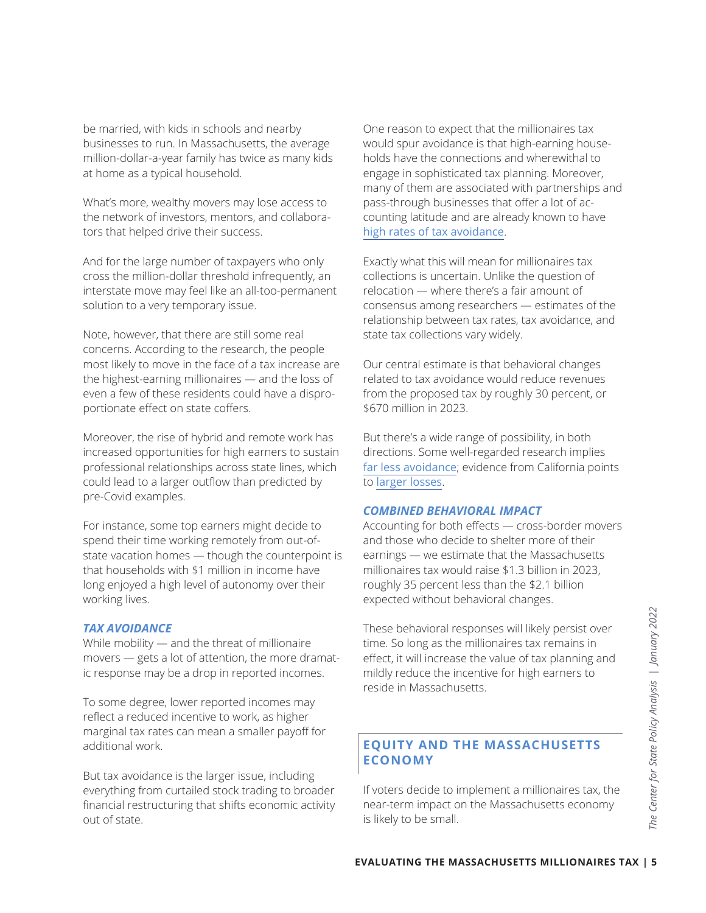be married, with kids in schools and nearby businesses to run. In Massachusetts, the average million-dollar-a-year family has twice as many kids at home as a typical household.

What's more, wealthy movers may lose access to the network of investors, mentors, and collaborators that helped drive their success.

And for the large number of taxpayers who only cross the million-dollar threshold infrequently, an interstate move may feel like an all-too-permanent solution to a very temporary issue.

Note, however, that there are still some real concerns. According to the research, the people most likely to move in the face of a tax increase are the highest-earning millionaires — and the loss of even a few of these residents could have a disproportionate effect on state coffers.

Moreover, the rise of hybrid and remote work has increased opportunities for high earners to sustain professional relationships across state lines, which could lead to a larger outflow than predicted by pre-Covid examples.

For instance, some top earners might decide to spend their time working remotely from out-of-state vacation homes — though the counterpoint is that households with $1 million in income have long enjoyed a high level of autonomy over their working lives.

### *TAX AVOIDANCE*

While mobility — and the threat of millionaire movers — gets a lot of attention, the more dramatic response may be a drop in reported incomes.

To some degree, lower reported incomes may reflect a reduced incentive to work, as higher marginal tax rates can mean a smaller payoff for additional work.

But tax avoidance is the larger issue, including everything from curtailed stock trading to broader financial restructuring that shifts economic activity out of state.

One reason to expect that the millionaires tax would spur avoidance is that high-earning households have the connections and wherewithal to engage in sophisticated tax planning. Moreover, many of them are associated with partnerships and pass-through businesses that offer a lot of accounting latitude and are already known to have high rates of tax avoidance.

Exactly what this will mean for millionaires tax collections is uncertain. Unlike the question of relocation — where there's a fair amount of consensus among researchers — estimates of the relationship between tax rates, tax avoidance, and state tax collections vary widely.

Our central estimate is that behavioral changes related to tax avoidance would reduce revenues from the proposed tax by roughly 30 percent, or $670 million in 2023.

But there's a wide range of possibility, in both directions. Some well-regarded research implies far less avoidance; evidence from California points to larger losses.

### *COMBINED BEHAVIORAL IMPACT*

Accounting for both effects — cross-border movers and those who decide to shelter more of their earnings — we estimate that the Massachusetts millionaires tax would raise $1.3 billion in 2023, roughly 35 percent less than the $2.1 billion expected without behavioral changes.

These behavioral responses will likely persist over time. So long as the millionaires tax remains in effect, it will increase the value of tax planning and mildly reduce the incentive for high earners to reside in Massachusetts.

## EQUITY AND THE MASSACHUSETTS ECONOMY

If voters decide to implement a millionaires tax, the near-term impact on the Massachusetts economy is likely to be small.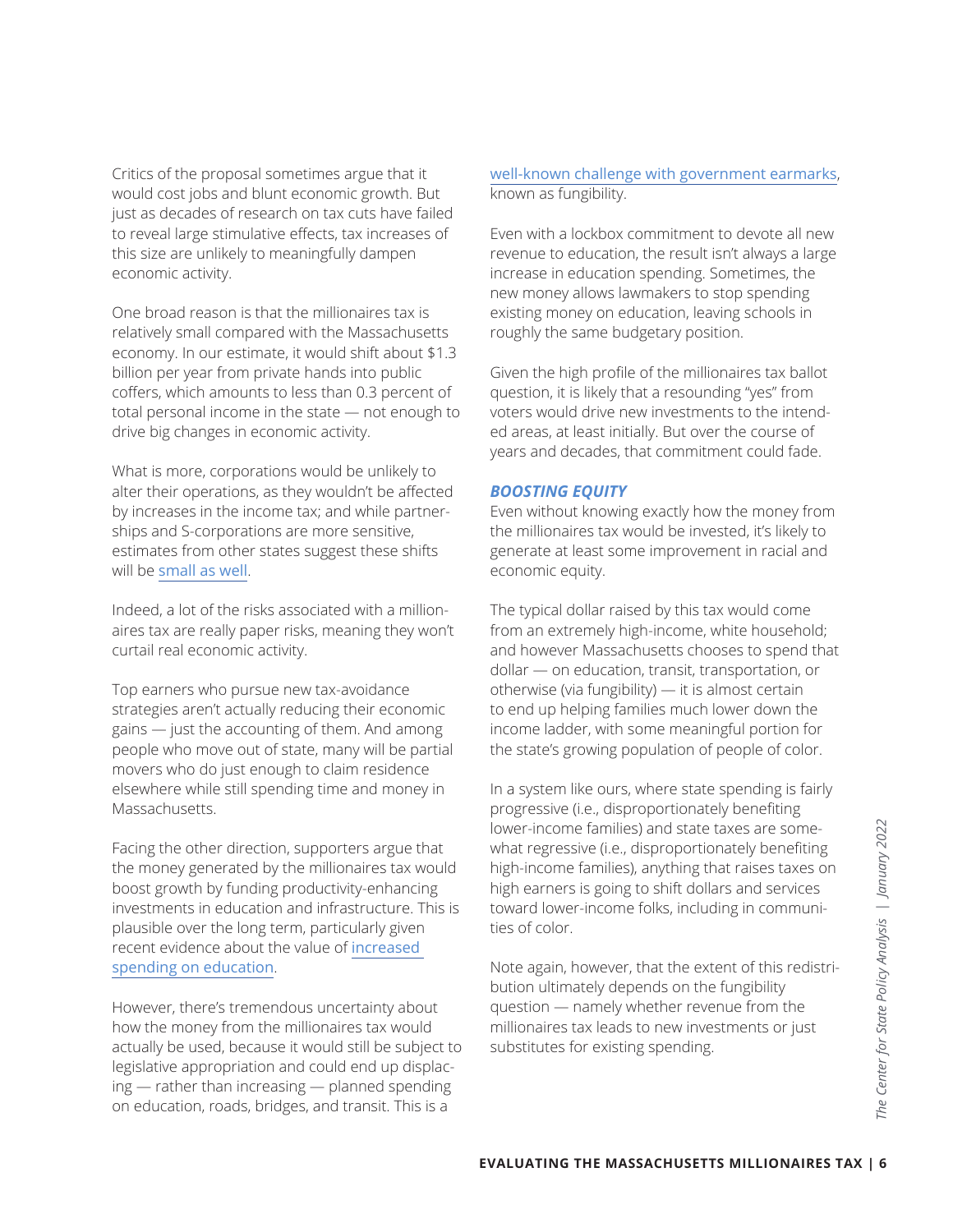Critics of the proposal sometimes argue that it would cost jobs and blunt economic growth. But just as decades of research on tax cuts have failed to reveal large stimulative effects, tax increases of this size are unlikely to meaningfully dampen economic activity.

One broad reason is that the millionaires tax is relatively small compared with the Massachusetts economy. In our estimate, it would shift about $1.3 billion per year from private hands into public coffers, which amounts to less than 0.3 percent of total personal income in the state — not enough to drive big changes in economic activity.

What is more, corporations would be unlikely to alter their operations, as they wouldn't be affected by increases in the income tax; and while partnerships and S-corporations are more sensitive, estimates from other states suggest these shifts will be small as well.

Indeed, a lot of the risks associated with a millionaires tax are really paper risks, meaning they won't curtail real economic activity.

Top earners who pursue new tax-avoidance strategies aren't actually reducing their economic gains — just the accounting of them. And among people who move out of state, many will be partial movers who do just enough to claim residence elsewhere while still spending time and money in Massachusetts.

Facing the other direction, supporters argue that the money generated by the millionaires tax would boost growth by funding productivity-enhancing investments in education and infrastructure. This is plausible over the long term, particularly given recent evidence about the value of increased spending on education.

However, there's tremendous uncertainty about how the money from the millionaires tax would actually be used, because it would still be subject to legislative appropriation and could end up displacing — rather than increasing — planned spending on education, roads, bridges, and transit. This is a well-known challenge with government earmarks, known as fungibility.

Even with a lockbox commitment to devote all new revenue to education, the result isn't always a large increase in education spending. Sometimes, the new money allows lawmakers to stop spending existing money on education, leaving schools in roughly the same budgetary position.

Given the high profile of the millionaires tax ballot question, it is likely that a resounding "yes" from voters would drive new investments to the intended areas, at least initially. But over the course of years and decades, that commitment could fade.

### *BOOSTING EQUITY*

Even without knowing exactly how the money from the millionaires tax would be invested, it's likely to generate at least some improvement in racial and economic equity.

The typical dollar raised by this tax would come from an extremely high-income, white household; and however Massachusetts chooses to spend that dollar — on education, transit, transportation, or otherwise (via fungibility) — it is almost certain to end up helping families much lower down the income ladder, with some meaningful portion for the state's growing population of people of color.

In a system like ours, where state spending is fairly progressive (i.e., disproportionately benefiting lower-income families) and state taxes are somewhat regressive (i.e., disproportionately benefiting high-income families), anything that raises taxes on high earners is going to shift dollars and services toward lower-income folks, including in communities of color.

Note again, however, that the extent of this redistribution ultimately depends on the fungibility question — namely whether revenue from the millionaires tax leads to new investments or just substitutes for existing spending.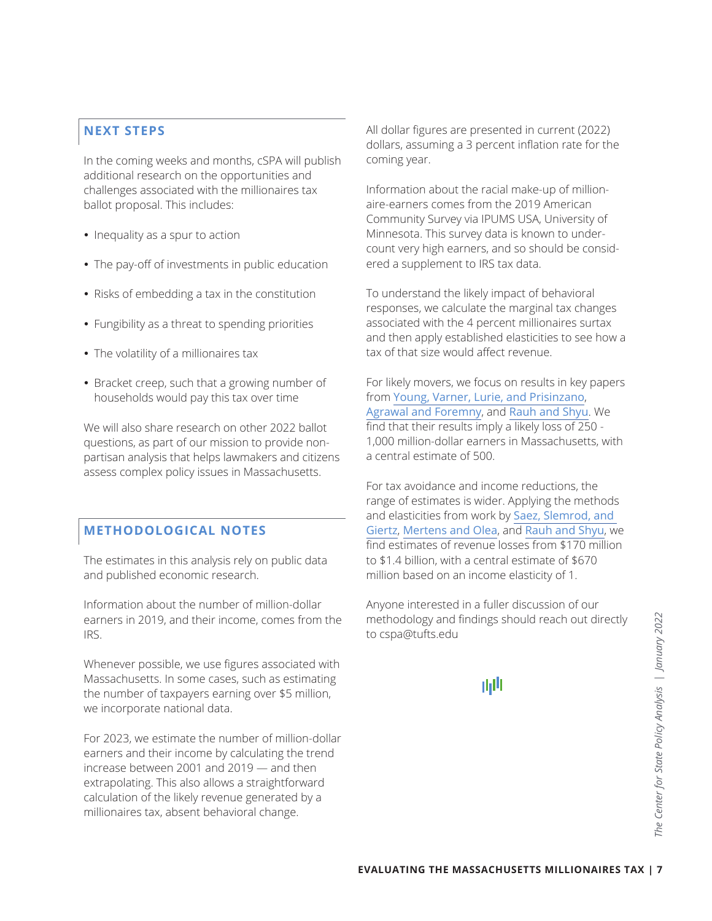## NEXT STEPS

In the coming weeks and months, cSPA will publish additional research on the opportunities and challenges associated with the millionaires tax ballot proposal. This includes:

- Inequality as a spur to action
- The pay-off of investments in public education
- Risks of embedding a tax in the constitution
- Fungibility as a threat to spending priorities
- The volatility of a millionaires tax
- Bracket creep, such that a growing number of households would pay this tax over time

We will also share research on other 2022 ballot questions, as part of our mission to provide non-partisan analysis that helps lawmakers and citizens assess complex policy issues in Massachusetts.

## METHODOLOGICAL NOTES

The estimates in this analysis rely on public data and published economic research.

Information about the number of million-dollar earners in 2019, and their income, comes from the IRS.

Whenever possible, we use figures associated with Massachusetts. In some cases, such as estimating the number of taxpayers earning over $5 million, we incorporate national data.

For 2023, we estimate the number of million-dollar earners and their income by calculating the trend increase between 2001 and 2019 — and then extrapolating. This also allows a straightforward calculation of the likely revenue generated by a millionaires tax, absent behavioral change.

All dollar figures are presented in current (2022) dollars, assuming a 3 percent inflation rate for the coming year.

Information about the racial make-up of million-aire-earners comes from the 2019 American Community Survey via IPUMS USA, University of Minnesota. This survey data is known to under-count very high earners, and so should be considered a supplement to IRS tax data.

To understand the likely impact of behavioral responses, we calculate the marginal tax changes associated with the 4 percent millionaires surtax and then apply established elasticities to see how a tax of that size would affect revenue.

For likely movers, we focus on results in key papers from Young, Varner, Lurie, and Prisinzano, Agrawal and Foremny, and Rauh and Shyu. We find that their results imply a likely loss of 250 - 1,000 million-dollar earners in Massachusetts, with a central estimate of 500.

For tax avoidance and income reductions, the range of estimates is wider. Applying the methods and elasticities from work by Saez, Slemrod, and Giertz, Mertens and Olea, and Rauh and Shyu, we find estimates of revenue losses from $170 million to $1.4 billion, with a central estimate of $670 million based on an income elasticity of 1.

Anyone interested in a fuller discussion of our methodology and findings should reach out directly to cspa@tufts.edu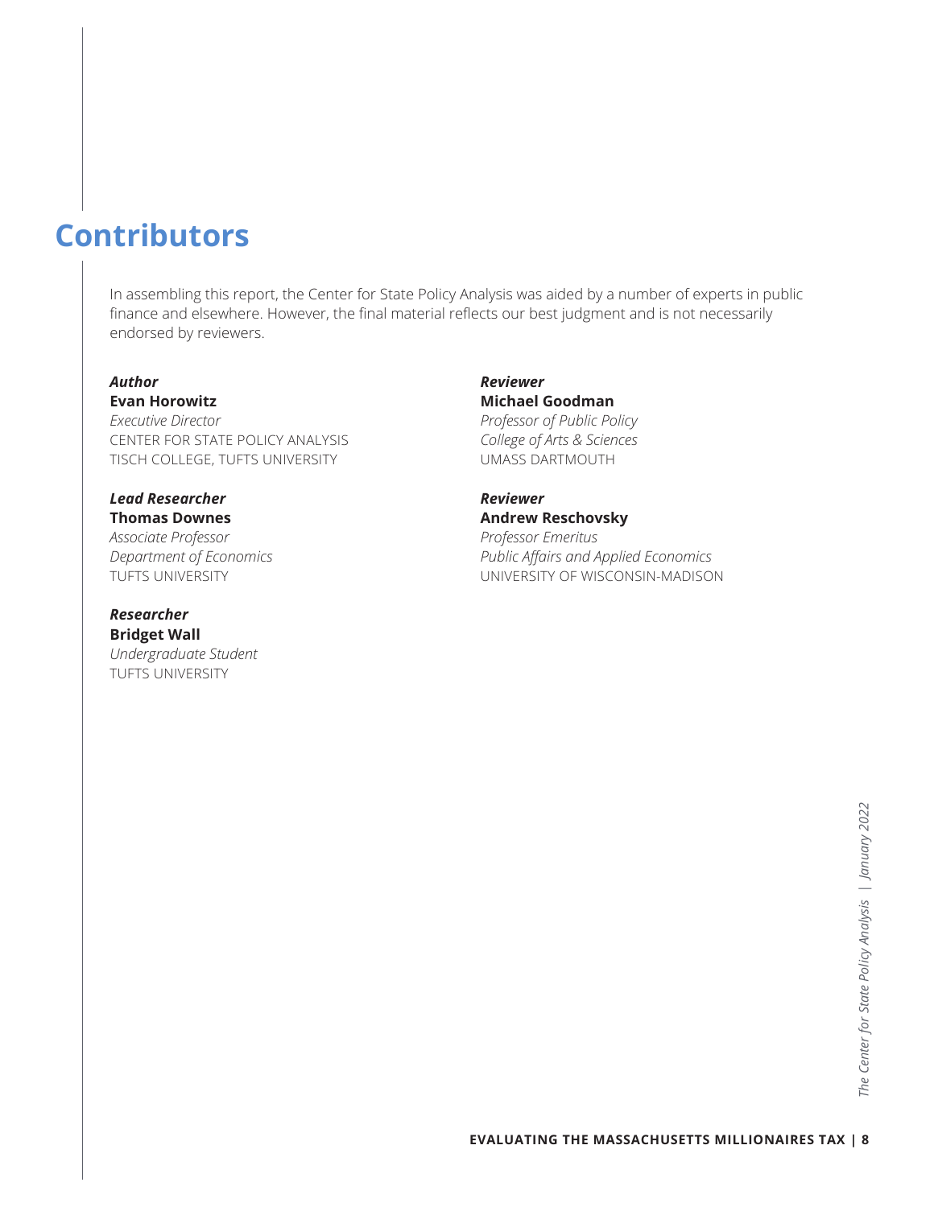# Contributors

In assembling this report, the Center for State Policy Analysis was aided by a number of experts in public finance and elsewhere. However, the final material reflects our best judgment and is not necessarily endorsed by reviewers.

***Author***
**Evan Horowitz**
*Executive Director*
CENTER FOR STATE POLICY ANALYSIS
TISCH COLLEGE, TUFTS UNIVERSITY

***Lead Researcher***
**Thomas Downes**
*Associate Professor*
*Department of Economics*
TUFTS UNIVERSITY

***Researcher***
**Bridget Wall**
*Undergraduate Student*
TUFTS UNIVERSITY

***Reviewer***
**Michael Goodman**
*Professor of Public Policy*
*College of Arts & Sciences*
UMASS DARTMOUTH

***Reviewer***
**Andrew Reschovsky**
*Professor Emeritus*
*Public Affairs and Applied Economics*
UNIVERSITY OF WISCONSIN-MADISON